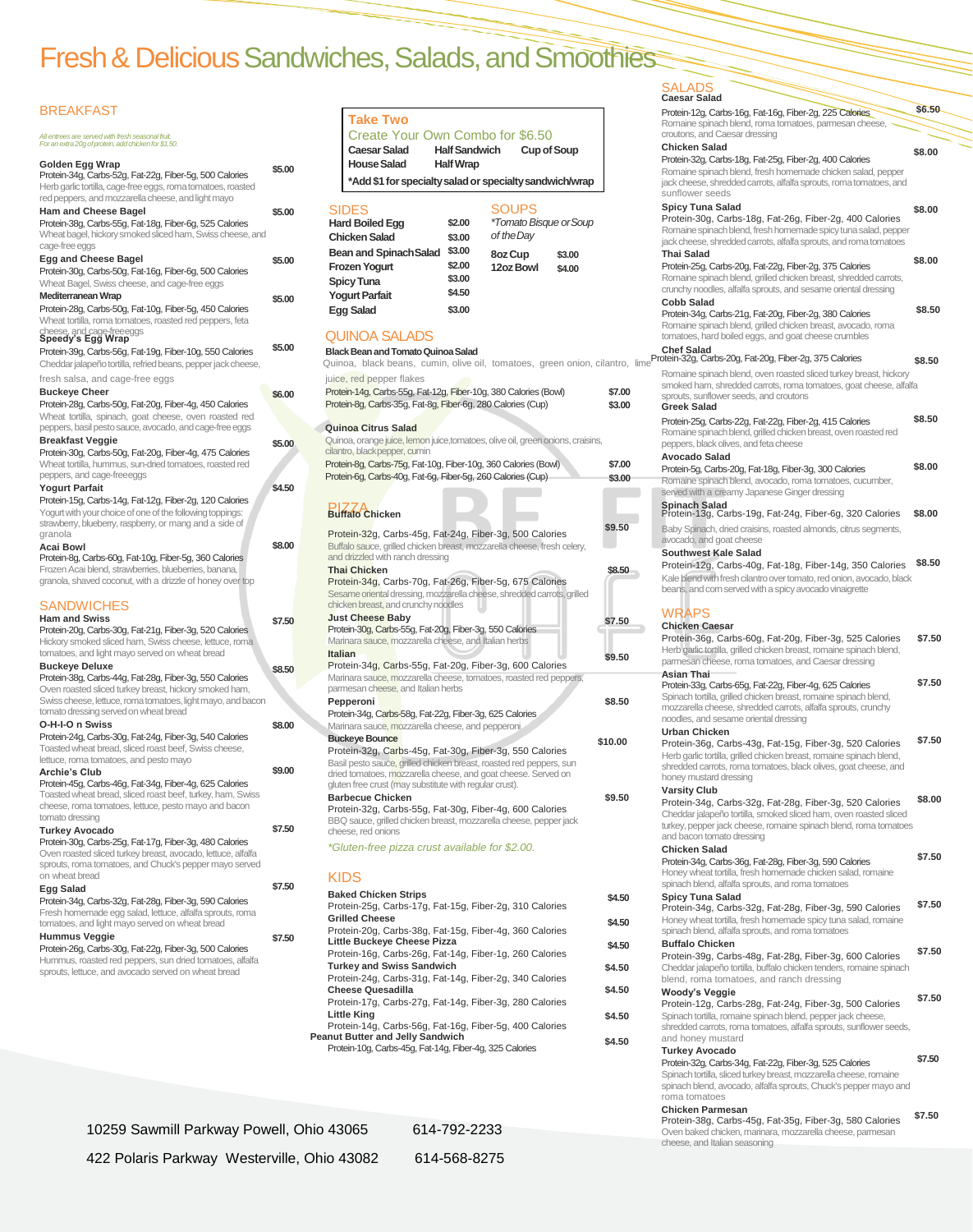# Fresh & Delicious Sandwiches, Salads, and Smoothies

## BREAKFAST

*All entrees are served with fresh seasonal fruit. For an extra 20g of protein, add chicken for $1.50.*

**Golden Egg Wrap** — $5.00
Protein-34g, Carbs-52g, Fat-22g, Fiber-5g, 500 Calories
Herb garlic tortilla, cage-free eggs, roma tomatoes, roasted red peppers, and mozzarella cheese, and light mayo

**Ham and Cheese Bagel** — $5.00
Protein-38g, Carbs-55g, Fat-18g, Fiber-6g, 525 Calories
Wheat bagel, hickory smoked sliced ham, Swiss cheese, and cage-free eggs

**Egg and Cheese Bagel** — $5.00
Protein-30g, Carbs-50g, Fat-16g, Fiber-6g, 500 Calories
Wheat Bagel, Swiss cheese, and cage-free eggs

**Mediterranean Wrap** — $5.00
Protein-28g, Carbs-50g, Fat-10g, Fiber-5g, 450 Calories
Wheat tortilla, roma tomatoes, roasted red peppers, feta cheese, and cage-free eggs

**Speedy's Egg Wrap** — $5.00
Protein-39g, Carbs-56g, Fat-19g, Fiber-10g, 550 Calories
Cheddar jalapeño tortilla, refried beans, pepper jack cheese, fresh salsa, and cage-free eggs

**Buckeye Cheer** — $6.00
Protein-28g, Carbs-50g, Fat-20g, Fiber-4g, 450 Calories
Wheat tortilla, spinach, goat cheese, oven roasted red peppers, basil pesto sauce, avocado, and cage-free eggs

**Breakfast Veggie** — $5.00
Protein-30g, Carbs-50g, Fat-16g, Fiber-4g, 475 Calories
Wheat tortilla, hummus, sun-dried tomatoes, roasted red peppers, and cage-freeeggs

**Yogurt Parfait** — $4.50
Protein-15g, Carbs-14g, Fat-12g, Fiber-2g, 120 Calories
Yogurt with your choice of one of the following toppings: strawberry, blueberry, raspberry, or mang and a side of granola

**Acai Bowl** — $8.00
Protein-8g, Carbs-60g, Fat-10g, Fiber-5g, 360 Calories
Frozen Acai blend, strawberries, blueberries, banana, granola, shaved coconut, with a drizzle of honey over top

## SANDWICHES

**Ham and Swiss** — $7.50
Protein-20g, Carbs-30g, Fat-21g, Fiber-3g, 520 Calories
Hickory smoked sliced ham, Swiss cheese, lettuce, roma tomatoes, and light mayo served on wheat bread

**Buckeye Deluxe** — $8.50
Protein-38g, Carbs-44g, Fat-28g, Fiber-3g, 550 Calories
Oven roasted sliced turkey breast, hickory smoked ham, Swiss cheese, lettuce, roma tomatoes, light mayo, and bacon tomato dressing served on wheat bread

**O-H-I-O n Swiss** — $8.00
Protein-24g, Carbs-30g, Fat-24g, Fiber-3g, 540 Calories
Toasted wheat bread, sliced roast beef, Swiss cheese, lettuce, roma tomatoes, and pesto mayo

**Archie's Club** — $9.00
Protein-45g, Carbs-46g, Fat-34g, Fiber-4g, 625 Calories
Toasted wheat bread, sliced roast beef, turkey, ham, Swiss cheese, roma tomatoes, lettuce, pesto mayo and bacon tomato dressing

**Turkey Avocado** — $7.50
Protein-30g, Carbs-25g, Fat-17g, Fiber-3g, 480 Calories
Oven roasted sliced turkey breast, avocado, lettuce, alfalfa sprouts, roma tomatoes, and Chuck's pepper mayo served on wheat bread

**Egg Salad** — $7.50
Protein-34g, Carbs-32g, Fat-28g, Fiber-3g, 590 Calories
Fresh homemade egg salad, lettuce, alfalfa sprouts, roma tomatoes, and light mayo served on wheat bread

**Hummus Veggie** — $7.50
Protein-26g, Carbs-30g, Fat-22g, Fiber-3g, 500 Calories
Hummus, roasted red peppers, sun dried tomatoes, alfalfa sprouts, lettuce, and avocado served on wheat bread

## Take Two

Create Your Own Combo for $6.50

| | | |
|---|---|---|
| Caesar Salad | Half Sandwich | Cup of Soup |
| House Salad | Half Wrap | |

*Add $1 for specialty salad or specialty sandwich/wrap

## SIDES

| Item | Price |
|---|---|
| Hard Boiled Egg | $2.00 |
| Chicken Salad | $3.00 |
| Bean and Spinach Salad | $3.00 |
| Frozen Yogurt | $2.00 |
| Spicy Tuna | $3.00 |
| Yogurt Parfait | $4.50 |
| Egg Salad | $3.00 |

## SOUPS

*Tomato Bisque or Soup of the Day

| Size | Price |
|---|---|
| 8oz Cup | $3.00 |
| 12oz Bowl | $4.00 |

## QUINOA SALADS

**Black Bean and Tomato Quinoa Salad**
Quinoa, black beans, cumin, olive oil, tomatoes, green onion, cilantro, lime juice, red pepper flakes
Protein-14g, Carbs-55g, Fat-12g, Fiber-10g, 380 Calories (Bowl) — $7.00
Protein-8g, Carbs-35g, Fat-8g, Fiber-6g, 280 Calories (Cup) — $3.00

**Quinoa Citrus Salad**
Quinoa, orange juice, lemon juice, tomatoes, olive oil, green onions, craisins, cilantro, black pepper, cumin
Protein-8g, Carbs-75g, Fat-10g, Fiber-10g, 360 Calories (Bowl) — $7.00
Protein-6g, Carbs-40g, Fat-6g, Fiber-5g, 260 Calories (Cup) — $3.00

## PIZZA

**Buffalo Chicken** — $9.50
Protein-32g, Carbs-45g, Fat-24g, Fiber-3g, 500 Calories
Buffalo sauce, grilled chicken breast, mozzarella cheese, fresh celery, and drizzled with ranch dressing

**Thai Chicken** — $8.50
Protein-34g, Carbs-70g, Fat-26g, Fiber-5g, 675 Calories
Sesame oriental dressing, mozzarella cheese, shredded carrots, grilled chicken breast, and crunchy noodles

**Just Cheese Baby** — $7.50
Protein-30g, Carbs-55g, Fat-20g, Fiber-3g, 550 Calories
Marinara sauce, mozzarella cheese, and Italian herbs

**Italian** — $9.50
Protein-34g, Carbs-55g, Fat-20g, Fiber-3g, 600 Calories
Marinara sauce, mozzarella cheese, tomatoes, roasted red peppers, parmesan cheese, and Italian herbs

**Pepperoni** — $8.50
Protein-34g, Carbs-58g, Fat-22g, Fiber-3g, 625 Calories
Marinara sauce, mozzarella cheese, and pepperoni

**Buckeye Bounce** — $10.00
Protein-32g, Carbs-45g, Fat-30g, Fiber-3g, 550 Calories
Basil pesto sauce, grilled chicken breast, roasted red peppers, sun dried tomatoes, mozzarella cheese, and goat cheese. Served on gluten free crust (may substitute with regular crust).

**Barbecue Chicken** — $9.50
Protein-32g, Carbs-55g, Fat-30g, Fiber-4g, 600 Calories
BBQ sauce, grilled chicken breast, mozzarella cheese, pepper jack cheese, red onions

*\*Gluten-free pizza crust available for $2.00.*

## KIDS

**Baked Chicken Strips** — $4.50
Protein-25g, Carbs-17g, Fat-15g, Fiber-2g, 310 Calories

**Grilled Cheese** — $4.50
Protein-20g, Carbs-38g, Fat-15g, Fiber-4g, 360 Calories

**Little Buckeye Cheese Pizza** — $4.50
Protein-16g, Carbs-26g, Fat-14g, Fiber-1g, 260 Calories

**Turkey and Swiss Sandwich** — $4.50
Protein-24g, Carbs-31g, Fat-14g, Fiber-2g, 340 Calories

**Cheese Quesadilla** — $4.50
Protein-17g, Carbs-27g, Fat-14g, Fiber-3g, 280 Calories

**Little King** — $4.50
Protein-14g, Carbs-56g, Fat-16g, Fiber-5g, 400 Calories

**Peanut Butter and Jelly Sandwich** — $4.50
Protein-10g, Carbs-45g, Fat-14g, Fiber-4g, 325 Calories

## SALADS

**Caesar Salad** — $6.50
Protein-12g, Carbs-16g, Fat-16g, Fiber-2g, 225 Calories
Romaine spinach blend, roma tomatoes, parmesan cheese, croutons, and Caesar dressing

**Chicken Salad** — $8.00
Protein-32g, Carbs-18g, Fat-25g, Fiber-2g, 400 Calories
Romaine spinach blend, fresh homemade chicken salad, pepper jack cheese, shredded carrots, alfalfa sprouts, roma tomatoes, and sunflower seeds

**Spicy Tuna Salad** — $8.00
Protein-30g, Carbs-18g, Fat-26g, Fiber-2g, 400 Calories
Romaine spinach blend, fresh homemade spicy tuna salad, pepper jack cheese, shredded carrots, alfalfa sprouts, and roma tomatoes

**Thai Salad** — $8.00
Protein-25g, Carbs-20g, Fat-22g, Fiber-2g, 375 Calories
Romaine spinach blend, grilled chicken breast, shredded carrots, crunchy noodles, alfalfa sprouts, and sesame oriental dressing

**Cobb Salad** — $8.50
Protein-34g, Carbs-21g, Fat-20g, Fiber-2g, 380 Calories
Romaine spinach blend, grilled chicken breast, avocado, roma tomatoes, hard boiled eggs, and goat cheese crumbles

**Chef Salad** — $8.50
Protein-32g, Carbs-20g, Fat-20g, Fiber-2g, 375 Calories
Romaine spinach blend, oven roasted sliced turkey breast, hickory smoked ham, shredded carrots, roma tomatoes, goat cheese, alfalfa sprouts, sunflower seeds, and croutons

**Greek Salad** — $8.50
Protein-25g, Carbs-22g, Fat-22g, Fiber-2g, 415 Calories
Romaine spinach blend, grilled chicken breast, oven roasted red peppers, black olives, and feta cheese

**Avocado Salad** — $8.00
Protein-5g, Carbs-20g, Fat-18g, Fiber-3g, 300 Calories
Romaine spinach blend, avocado, roma tomatoes, cucumber, served with a creamy Japanese Ginger dressing

**Spinach Salad** — $8.00
Protein-13g, Carbs-19g, Fat-24g, Fiber-6g, 320 Calories
Baby Spinach, dried craisins, roasted almonds, citrus segments, avocado, and goat cheese

**Southwest Kale Salad** — $8.50
Protein-12g, Carbs-40g, Fat-18g, Fiber-14g, 350 Calories
Kale blend with fresh cilantro over tomato, red onion, avocado, black beans, and corn served with a spicy avocado vinaigrette

## WRAPS

**Chicken Caesar** — $7.50
Protein-36g, Carbs-60g, Fat-20g, Fiber-3g, 525 Calories
Herb garlic tortilla, grilled chicken breast, romaine spinach blend, parmesan cheese, roma tomatoes, and Caesar dressing

**Asian Thai** — $7.50
Protein-33g, Carbs-65g, Fat-22g, Fiber-4g, 625 Calories
Spinach tortilla, grilled chicken breast, romaine spinach blend, mozzarella cheese, shredded carrots, alfalfa sprouts, crunchy noodles, and sesame oriental dressing

**Urban Chicken** — $7.50
Protein-36g, Carbs-43g, Fat-15g, Fiber-3g, 520 Calories
Herb garlic tortilla, grilled chicken breast, romaine spinach blend, shredded carrots, roma tomatoes, black olives, goat cheese, and honey mustard dressing

**Varsity Club** — $8.00
Protein-34g, Carbs-32g, Fat-28g, Fiber-3g, 520 Calories
Cheddar jalapeño tortilla, smoked sliced ham, oven roasted sliced turkey, pepper jack cheese, romaine spinach blend, roma tomatoes and bacon tomato dressing

**Chicken Salad** — $7.50
Protein-34g, Carbs-36g, Fat-28g, Fiber-3g, 590 Calories
Honey wheat tortilla, fresh homemade chicken salad, romaine spinach blend, alfalfa sprouts, and roma tomatoes

**Spicy Tuna Salad** — $7.50
Protein-34g, Carbs-32g, Fat-28g, Fiber-3g, 590 Calories
Honey wheat tortilla, fresh homemade spicy tuna salad, romaine spinach blend, alfalfa sprouts, and roma tomatoes

**Buffalo Chicken** — $7.50
Protein-39g, Carbs-48g, Fat-28g, Fiber-3g, 600 Calories
Cheddar jalapeño tortilla, buffalo chicken tenders, romaine spinach blend, roma tomatoes, and ranch dressing

**Woody's Veggie** — $7.50
Protein-12g, Carbs-28g, Fat-24g, Fiber-3g, 500 Calories
Spinach tortilla, romaine spinach blend, pepper jack cheese, shredded carrots, roma tomatoes, alfalfa sprouts, sunflower seeds, and honey mustard

**Turkey Avocado** — $7.50
Protein-32g, Carbs-34g, Fat-22g, Fiber-3g, 525 Calories
Spinach tortilla, sliced turkey breast, mozzarella cheese, romaine spinach blend, avocado, alfalfa sprouts, Chuck's pepper mayo and roma tomatoes

**Chicken Parmesan** — $7.50
Protein-38g, Carbs-45g, Fat-35g, Fiber-3g, 580 Calories
Oven baked chicken, marinara, mozzarella cheese, parmesan cheese, and Italian seasoning

10259 Sawmill Parkway Powell, Ohio 43065 — 614-792-2233

422 Polaris Parkway Westerville, Ohio 43082 — 614-568-8275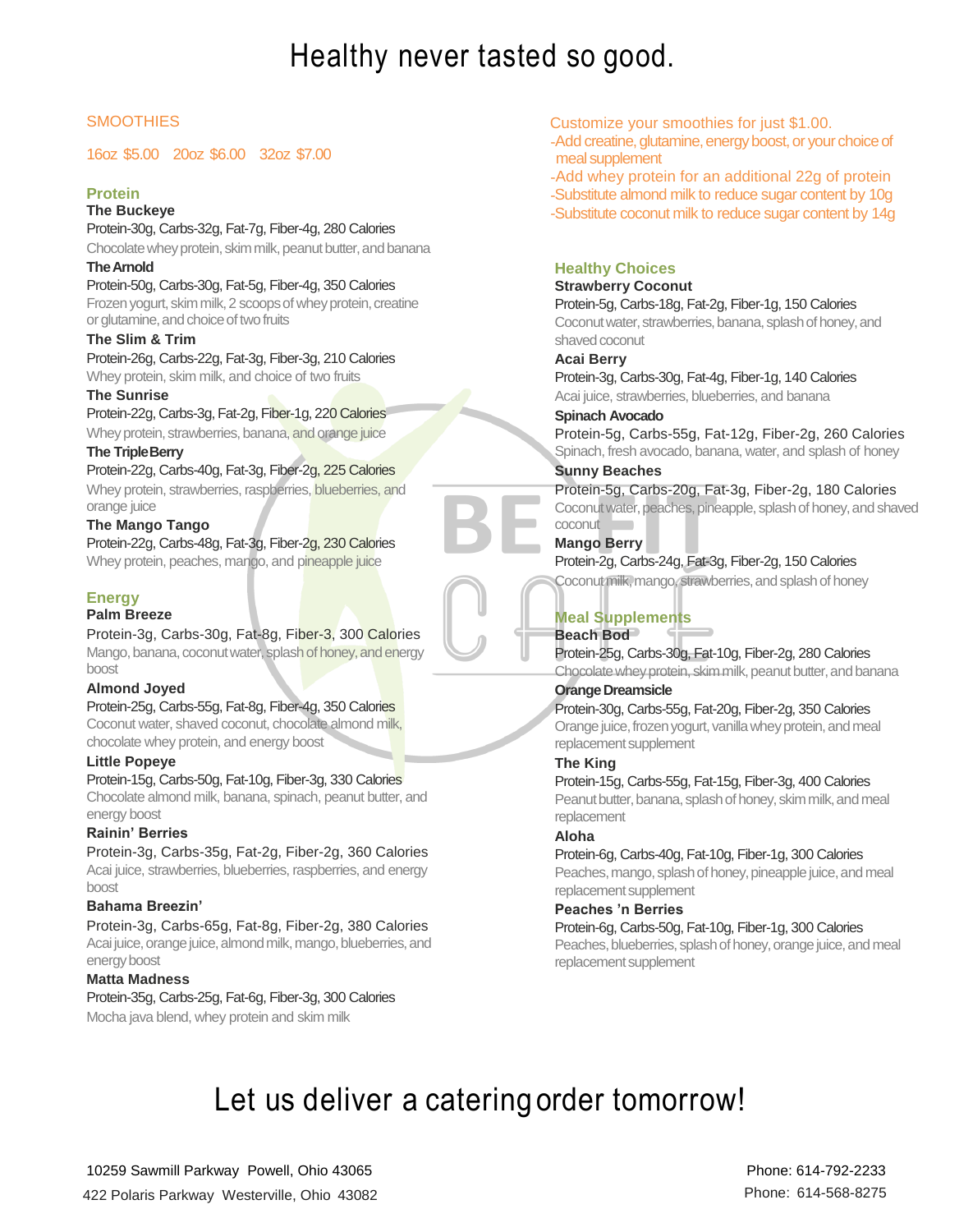# Healthy never tasted so good.

## SMOOTHIES

16oz $5.00 20oz $6.00 32oz $7.00

### Protein

**The Buckeye**
Protein-30g, Carbs-32g, Fat-7g, Fiber-4g, 280 Calories
Chocolate whey protein, skim milk, peanut butter, and banana

**The Arnold**
Protein-50g, Carbs-30g, Fat-5g, Fiber-4g, 350 Calories
Frozen yogurt, skim milk, 2 scoops of whey protein, creatine or glutamine, and choice of two fruits

**The Slim & Trim**
Protein-26g, Carbs-22g, Fat-3g, Fiber-3g, 210 Calories
Whey protein, skim milk, and choice of two fruits

**The Sunrise**
Protein-22g, Carbs-3g, Fat-2g, Fiber-1g, 220 Calories
Whey protein, strawberries, banana, and orange juice

**The TripleBerry**
Protein-22g, Carbs-40g, Fat-3g, Fiber-2g, 225 Calories
Whey protein, strawberries, raspberries, blueberries, and orange juice

**The Mango Tango**
Protein-22g, Carbs-48g, Fat-3g, Fiber-2g, 230 Calories
Whey protein, peaches, mango, and pineapple juice

### Energy

**Palm Breeze**
Protein-3g, Carbs-30g, Fat-8g, Fiber-3, 300 Calories
Mango, banana, coconut water, splash of honey, and energy boost

**Almond Joyed**
Protein-25g, Carbs-55g, Fat-8g, Fiber-4g, 350 Calories
Coconut water, shaved coconut, chocolate almond milk, chocolate whey protein, and energy boost

**Little Popeye**
Protein-15g, Carbs-50g, Fat-10g, Fiber-3g, 330 Calories
Chocolate almond milk, banana, spinach, peanut butter, and energy boost

**Rainin' Berries**
Protein-3g, Carbs-35g, Fat-2g, Fiber-2g, 360 Calories
Acai juice, strawberries, blueberries, raspberries, and energy boost

**Bahama Breezin'**
Protein-3g, Carbs-65g, Fat-8g, Fiber-2g, 380 Calories
Acai juice, orange juice, almond milk, mango, blueberries, and energy boost

**Matta Madness**
Protein-35g, Carbs-25g, Fat-6g, Fiber-3g, 300 Calories
Mocha java blend, whey protein and skim milk

Customize your smoothies for just $1.00.
- Add creatine, glutamine, energy boost, or your choice of meal supplement
- Add whey protein for an additional 22g of protein
- Substitute almond milk to reduce sugar content by 10g
- Substitute coconut milk to reduce sugar content by 14g

### Healthy Choices

**Strawberry Coconut**
Protein-5g, Carbs-18g, Fat-2g, Fiber-1g, 150 Calories
Coconut water, strawberries, banana, splash of honey, and shaved coconut

**Acai Berry**
Protein-3g, Carbs-30g, Fat-4g, Fiber-1g, 140 Calories
Acai juice, strawberries, blueberries, and banana

**Spinach Avocado**
Protein-5g, Carbs-55g, Fat-12g, Fiber-2g, 260 Calories
Spinach, fresh avocado, banana, water, and splash of honey

**Sunny Beaches**
Protein-5g, Carbs-20g, Fat-3g, Fiber-2g, 180 Calories
Coconut water, peaches, pineapple, splash of honey, and shaved coconut

**Mango Berry**
Protein-2g, Carbs-24g, Fat-3g, Fiber-2g, 150 Calories
Coconut milk, mango, strawberries, and splash of honey

### Meal Supplements

**Beach Bod**
Protein-25g, Carbs-30g, Fat-10g, Fiber-2g, 280 Calories
Chocolate whey protein, skim milk, peanut butter, and banana

**Orange Dreamsicle**
Protein-30g, Carbs-55g, Fat-20g, Fiber-2g, 350 Calories
Orange juice, frozen yogurt, vanilla whey protein, and meal replacement supplement

**The King**
Protein-15g, Carbs-55g, Fat-15g, Fiber-3g, 400 Calories
Peanut butter, banana, splash of honey, skim milk, and meal replacement

**Aloha**
Protein-6g, Carbs-40g, Fat-10g, Fiber-1g, 300 Calories
Peaches, mango, splash of honey, pineapple juice, and meal replacement supplement

**Peaches 'n Berries**
Protein-6g, Carbs-50g, Fat-10g, Fiber-1g, 300 Calories
Peaches, blueberries, splash of honey, orange juice, and meal replacement supplement

# Let us deliver a catering order tomorrow!

10259 Sawmill Parkway Powell, Ohio 43065 — Phone: 614-792-2233
422 Polaris Parkway Westerville, Ohio 43082 — Phone: 614-568-8275